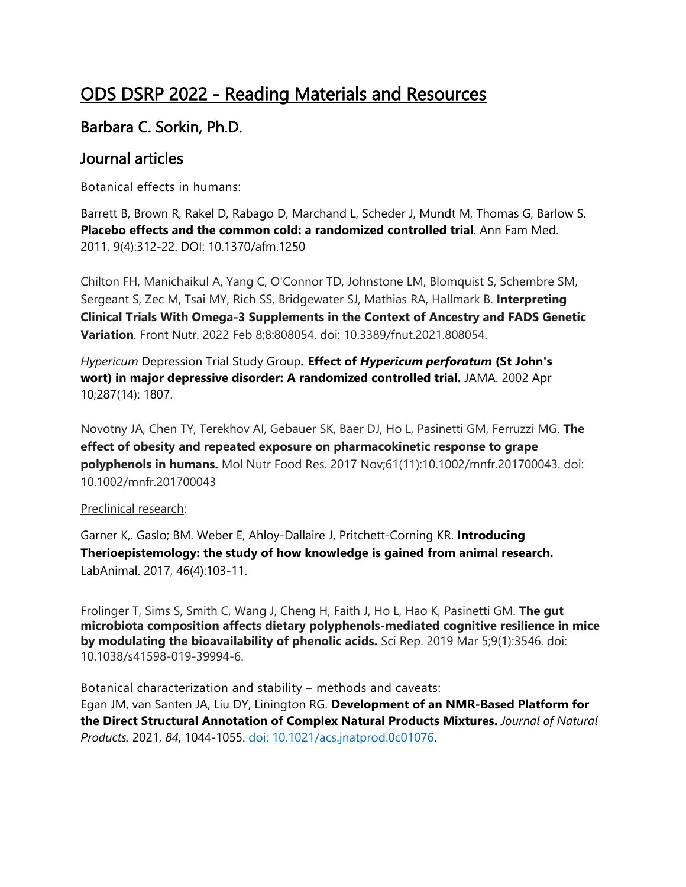# ODS DSRP 2022 - Reading Materials and Resources

## Barbara C. Sorkin, Ph.D.

## Journal articles

Botanical effects in humans:

Barrett B, Brown R, Rakel D, Rabago D, Marchand L, Scheder J, Mundt M, Thomas G, Barlow S. **Placebo effects and the common cold: a randomized controlled trial**. Ann Fam Med. 2011, 9(4):312-22. DOI: 10.1370/afm.1250

Chilton FH, Manichaikul A, Yang C, O'Connor TD, Johnstone LM, Blomquist S, Schembre SM, Sergeant S, Zec M, Tsai MY, Rich SS, Bridgewater SJ, Mathias RA, Hallmark B. **Interpreting Clinical Trials With Omega-3 Supplements in the Context of Ancestry and FADS Genetic Variation**. Front Nutr. 2022 Feb 8;8:808054. doi: 10.3389/fnut.2021.808054.

*Hypericum* Depression Trial Study Group**. Effect of *Hypericum perforatum* (St John's wort) in major depressive disorder: A randomized controlled trial.** JAMA. 2002 Apr 10;287(14): 1807.

Novotny JA, Chen TY, Terekhov AI, Gebauer SK, Baer DJ, Ho L, Pasinetti GM, Ferruzzi MG. **The effect of obesity and repeated exposure on pharmacokinetic response to grape polyphenols in humans.** Mol Nutr Food Res. 2017 Nov;61(11):10.1002/mnfr.201700043. doi: 10.1002/mnfr.201700043

Preclinical research:

Garner K,. Gaslo; BM. Weber E, Ahloy-Dallaire J, Pritchett-Corning KR. **Introducing Therioepistemology: the study of how knowledge is gained from animal research.** LabAnimal. 2017, 46(4):103-11.

Frolinger T, Sims S, Smith C, Wang J, Cheng H, Faith J, Ho L, Hao K, Pasinetti GM. **The gut microbiota composition affects dietary polyphenols-mediated cognitive resilience in mice by modulating the bioavailability of phenolic acids.** Sci Rep. 2019 Mar 5;9(1):3546. doi: 10.1038/s41598-019-39994-6.

Botanical characterization and stability – methods and caveats:

Egan JM, van Santen JA, Liu DY, Linington RG. **Development of an NMR-Based Platform for the Direct Structural Annotation of Complex Natural Products Mixtures.** *Journal of Natural Products.* 2021, *84*, 1044-1055. doi: 10.1021/acs.jnatprod.0c01076.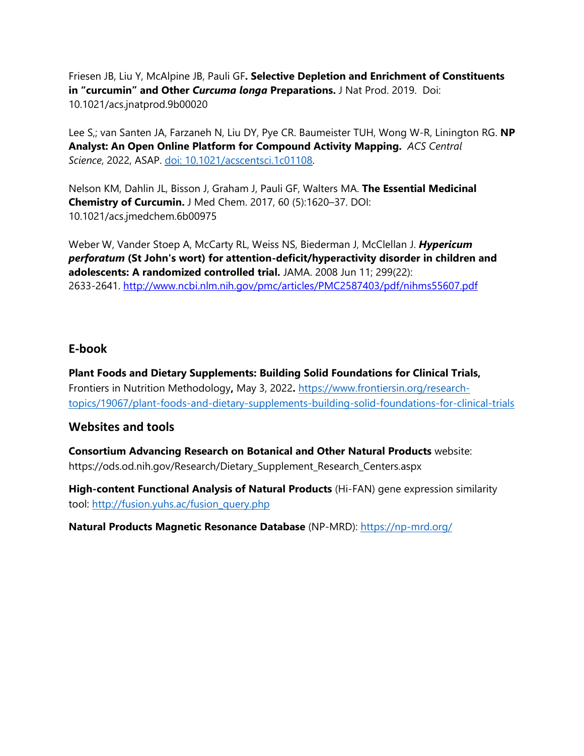Friesen JB, Liu Y, McAlpine JB, Pauli GF**. Selective Depletion and Enrichment of Constituents in "curcumin" and Other *Curcuma longa* Preparations.** J Nat Prod. 2019. Doi: 10.1021/acs.jnatprod.9b00020

Lee S,; van Santen JA, Farzaneh N, Liu DY, Pye CR. Baumeister TUH, Wong W-R, Linington RG. **NP Analyst: An Open Online Platform for Compound Activity Mapping.** *ACS Central Science*, 2022, ASAP. [doi: 10.1021/acscentsci.1c01108](doi: 10.1021/acscentsci.1c01108).

Nelson KM, Dahlin JL, Bisson J, Graham J, Pauli GF, Walters MA. **The Essential Medicinal Chemistry of Curcumin.** J Med Chem. 2017, 60 (5):1620–37. DOI: 10.1021/acs.jmedchem.6b00975

Weber W, Vander Stoep A, McCarty RL, Weiss NS, Biederman J, McClellan J. ***Hypericum perforatum* (St John's wort) for attention-deficit/hyperactivity disorder in children and adolescents: A randomized controlled trial.** JAMA. 2008 Jun 11; 299(22): 2633-2641. [http://www.ncbi.nlm.nih.gov/pmc/articles/PMC2587403/pdf/nihms55607.pdf](http://www.ncbi.nlm.nih.gov/pmc/articles/PMC2587403/pdf/nihms55607.pdf)

## E-book

**Plant Foods and Dietary Supplements: Building Solid Foundations for Clinical Trials,** Frontiers in Nutrition Methodology**,** May 3, 2022**.** [https://www.frontiersin.org/research-topics/19067/plant-foods-and-dietary-supplements-building-solid-foundations-for-clinical-trials](https://www.frontiersin.org/research-topics/19067/plant-foods-and-dietary-supplements-building-solid-foundations-for-clinical-trials)

## Websites and tools

**Consortium Advancing Research on Botanical and Other Natural Products** website: https://ods.od.nih.gov/Research/Dietary_Supplement_Research_Centers.aspx

**High-content Functional Analysis of Natural Products** (Hi-FAN) gene expression similarity tool: [http://fusion.yuhs.ac/fusion_query.php](http://fusion.yuhs.ac/fusion_query.php)

**Natural Products Magnetic Resonance Database** (NP-MRD): [https://np-mrd.org/](https://np-mrd.org/)